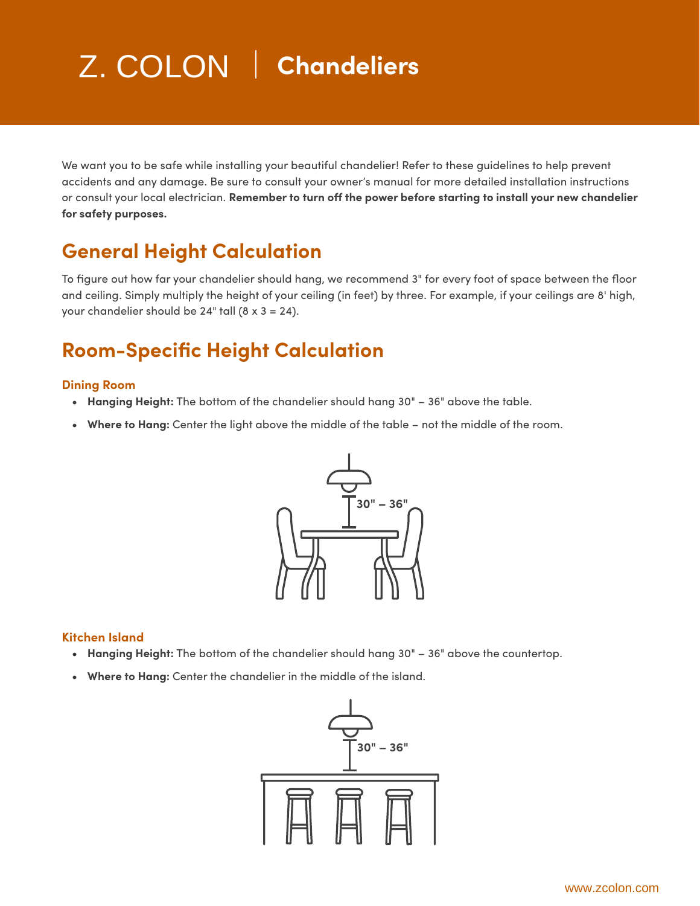# Z. COLON | Chandeliers

We want you to be safe while installing your beautiful chandelier! Refer to these guidelines to help prevent accidents and any damage. Be sure to consult your owner's manual for more detailed installation instructions or consult your local electrician. **Remember to turn off the power before starting to install your new chandelier for safety purposes.**

## General Height Calculation

To figure out how far your chandelier should hang, we recommend 3" for every foot of space between the floor and ceiling. Simply multiply the height of your ceiling (in feet) by three. For example, if your ceilings are 8' high, your chandelier should be 24" tall (8 x 3 = 24).

## Room-Specific Height Calculation

### Dining Room

- **Hanging Height:** The bottom of the chandelier should hang 30" – 36" above the table.
- **Where to Hang:** Center the light above the middle of the table – not the middle of the room.

30" – 36"

### Kitchen Island

- **Hanging Height:** The bottom of the chandelier should hang 30" – 36" above the countertop.
- **Where to Hang:** Center the chandelier in the middle of the island.

30" – 36"

www.zcolon.com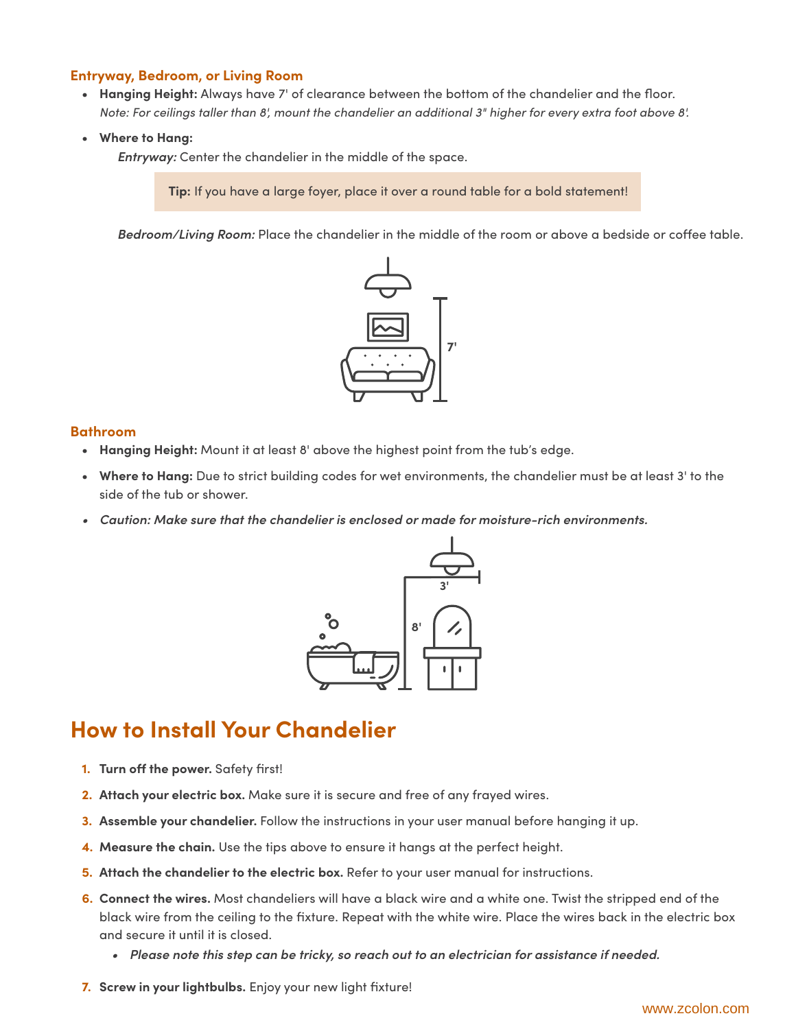### Entryway, Bedroom, or Living Room

- **Hanging Height:** Always have 7' of clearance between the bottom of the chandelier and the floor.
  *Note: For ceilings taller than 8', mount the chandelier an additional 3" higher for every extra foot above 8'.*
- **Where to Hang:**
  *Entryway:* Center the chandelier in the middle of the space.

  **Tip:** If you have a large foyer, place it over a round table for a bold statement!

  *Bedroom/Living Room:* Place the chandelier in the middle of the room or above a bedside or coffee table.

7'

### Bathroom

- **Hanging Height:** Mount it at least 8' above the highest point from the tub's edge.
- **Where to Hang:** Due to strict building codes for wet environments, the chandelier must be at least 3' to the side of the tub or shower.
- *Caution: Make sure that the chandelier is enclosed or made for moisture-rich environments.*

3'

8'

## How to Install Your Chandelier

1. **Turn off the power.** Safety first!
2. **Attach your electric box.** Make sure it is secure and free of any frayed wires.
3. **Assemble your chandelier.** Follow the instructions in your user manual before hanging it up.
4. **Measure the chain.** Use the tips above to ensure it hangs at the perfect height.
5. **Attach the chandelier to the electric box.** Refer to your user manual for instructions.
6. **Connect the wires.** Most chandeliers will have a black wire and a white one. Twist the stripped end of the black wire from the ceiling to the fixture. Repeat with the white wire. Place the wires back in the electric box and secure it until it is closed.
   - *Please note this step can be tricky, so reach out to an electrician for assistance if needed.*
7. **Screw in your lightbulbs.** Enjoy your new light fixture!

www.zcolon.com